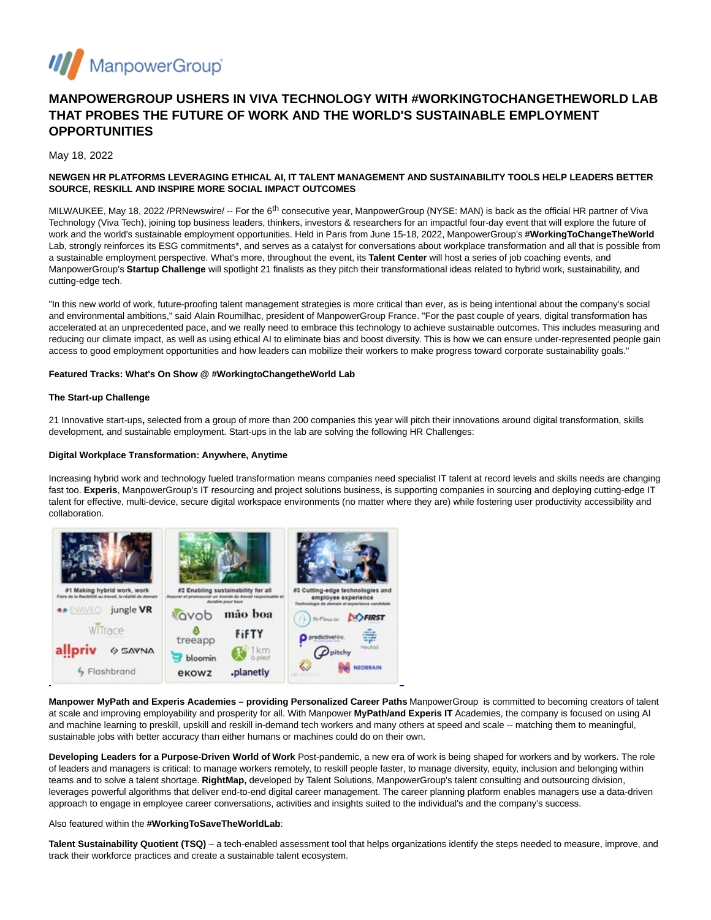# MANPOWERGROUP USHERS IN VIVA TECHNOLOGY WITH #WORKINGTOCHANGETHEWORLD LAB THAT PROBES THE FUTURE OF WORK AND THE WORLD'S SUSTAINABLE EMPLOYMENT OPPORTUNITIES

May 18, 2022

**NEWGEN HR PLATFORMS LEVERAGING ETHICAL AI, IT TALENT MANAGEMENT AND SUSTAINABILITY TOOLS HELP LEADERS BETTER SOURCE, RESKILL AND INSPIRE MORE SOCIAL IMPACT OUTCOMES**

MILWAUKEE, May 18, 2022 /PRNewswire/ -- For the 6th consecutive year, ManpowerGroup (NYSE: MAN) is back as the official HR partner of Viva Technology (Viva Tech), joining top business leaders, thinkers, investors & researchers for an impactful four-day event that will explore the future of work and the world's sustainable employment opportunities. Held in Paris from June 15-18, 2022, ManpowerGroup's **#WorkingToChangeTheWorld** Lab, strongly reinforces its ESG commitments*, and serves as a catalyst for conversations about workplace transformation and all that is possible from a sustainable employment perspective. What's more, throughout the event, its **Talent Center** will host a series of job coaching events, and ManpowerGroup's **Startup Challenge** will spotlight 21 finalists as they pitch their transformational ideas related to hybrid work, sustainability, and cutting-edge tech.

"In this new world of work, future-proofing talent management strategies is more critical than ever, as is being intentional about the company's social and environmental ambitions," said Alain Roumilhac, president of ManpowerGroup France. "For the past couple of years, digital transformation has accelerated at an unprecedented pace, and we really need to embrace this technology to achieve sustainable outcomes. This includes measuring and reducing our climate impact, as well as using ethical AI to eliminate bias and boost diversity. This is how we can ensure under-represented people gain access to good employment opportunities and how leaders can mobilize their workers to make progress toward corporate sustainability goals."

**Featured Tracks: What's On Show @ #WorkingtoChangetheWorld Lab**

**The Start-up Challenge**

21 Innovative start-ups**,** selected from a group of more than 200 companies this year will pitch their innovations around digital transformation, skills development, and sustainable employment. Start-ups in the lab are solving the following HR Challenges:

**Digital Workplace Transformation: Anywhere, Anytime**

Increasing hybrid work and technology fueled transformation means companies need specialist IT talent at record levels and skills needs are changing fast too. **Experis**, ManpowerGroup's IT resourcing and project solutions business, is supporting companies in sourcing and deploying cutting-edge IT talent for effective, multi-device, secure digital workspace environments (no matter where they are) while fostering user productivity accessibility and collaboration.

**Manpower MyPath and Experis Academies – providing Personalized Career Paths** ManpowerGroup is committed to becoming creators of talent at scale and improving employability and prosperity for all. With Manpower **MyPath/and Experis IT** Academies, the company is focused on using AI and machine learning to preskill, upskill and reskill in-demand tech workers and many others at speed and scale -- matching them to meaningful, sustainable jobs with better accuracy than either humans or machines could do on their own.

**Developing Leaders for a Purpose-Driven World of Work** Post-pandemic, a new era of work is being shaped for workers and by workers. The role of leaders and managers is critical: to manage workers remotely, to reskill people faster, to manage diversity, equity, inclusion and belonging within teams and to solve a talent shortage. **RightMap,** developed by Talent Solutions, ManpowerGroup's talent consulting and outsourcing division, leverages powerful algorithms that deliver end-to-end digital career management. The career planning platform enables managers use a data-driven approach to engage in employee career conversations, activities and insights suited to the individual's and the company's success.

Also featured within the **#WorkingToSaveTheWorldLab**:

**Talent Sustainability Quotient (TSQ)** – a tech-enabled assessment tool that helps organizations identify the steps needed to measure, improve, and track their workforce practices and create a sustainable talent ecosystem.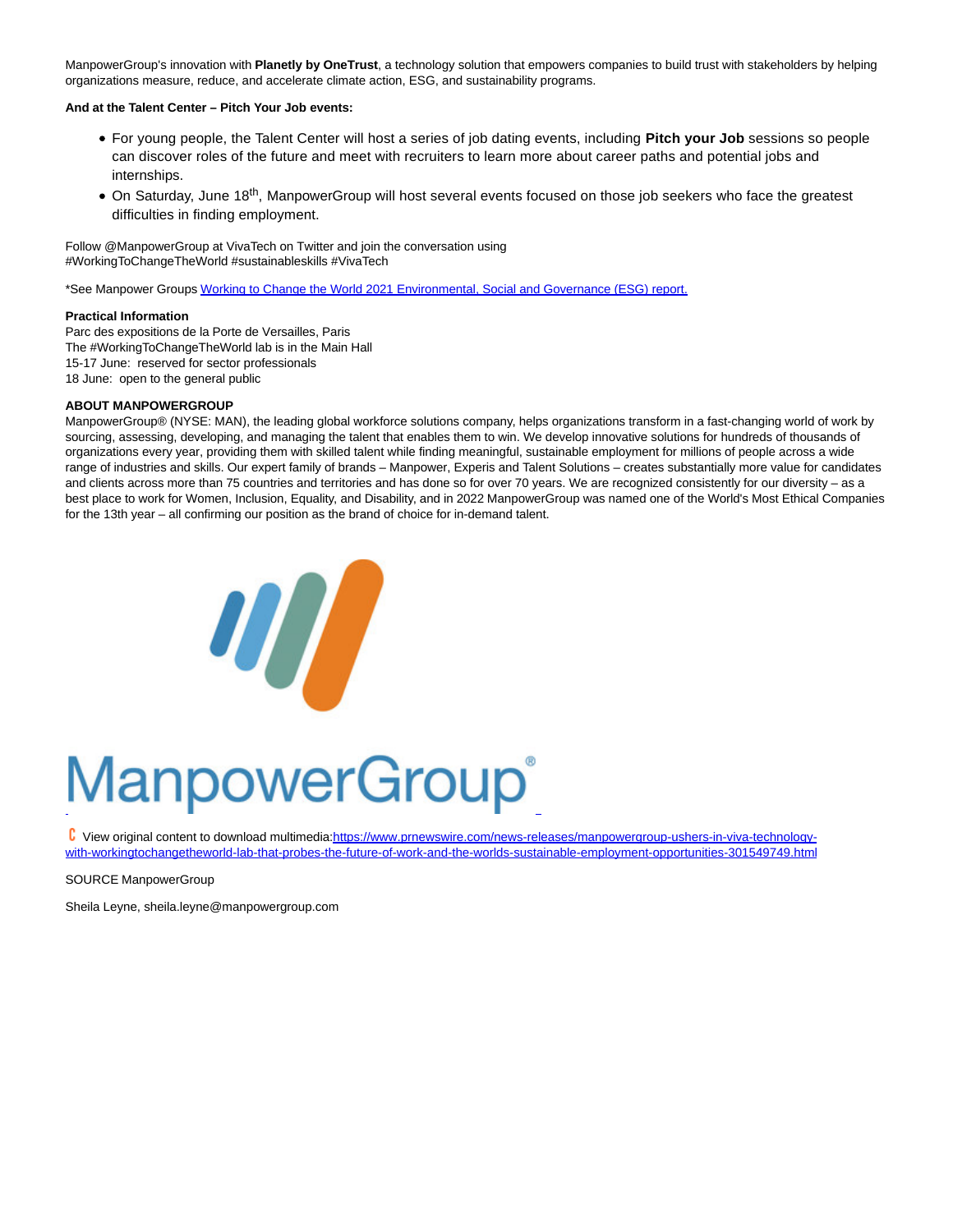ManpowerGroup's innovation with **Planetly by OneTrust**, a technology solution that empowers companies to build trust with stakeholders by helping organizations measure, reduce, and accelerate climate action, ESG, and sustainability programs.

**And at the Talent Center – Pitch Your Job events:**

- For young people, the Talent Center will host a series of job dating events, including **Pitch your Job** sessions so people can discover roles of the future and meet with recruiters to learn more about career paths and potential jobs and internships.
- On Saturday, June 18th, ManpowerGroup will host several events focused on those job seekers who face the greatest difficulties in finding employment.

Follow @ManpowerGroup at VivaTech on Twitter and join the conversation using #WorkingToChangeTheWorld #sustainableskills #VivaTech

*See Manpower Groups [Working to Change the World 2021 Environmental, Social and Governance (ESG) report.]()

**Practical Information**
Parc des expositions de la Porte de Versailles, Paris
The #WorkingToChangeTheWorld lab is in the Main Hall
15-17 June: reserved for sector professionals
18 June: open to the general public

**ABOUT MANPOWERGROUP**
ManpowerGroup® (NYSE: MAN), the leading global workforce solutions company, helps organizations transform in a fast-changing world of work by sourcing, assessing, developing, and managing the talent that enables them to win. We develop innovative solutions for hundreds of thousands of organizations every year, providing them with skilled talent while finding meaningful, sustainable employment for millions of people across a wide range of industries and skills. Our expert family of brands – Manpower, Experis and Talent Solutions – creates substantially more value for candidates and clients across more than 75 countries and territories and has done so for over 70 years. We are recognized consistently for our diversity – as a best place to work for Women, Inclusion, Equality, and Disability, and in 2022 ManpowerGroup was named one of the World's Most Ethical Companies for the 13th year – all confirming our position as the brand of choice for in-demand talent.

ManpowerGroup®

View original content to download multimedia:https://www.prnewswire.com/news-releases/manpowergroup-ushers-in-viva-technology-with-workingtochangetheworld-lab-that-probes-the-future-of-work-and-the-worlds-sustainable-employment-opportunities-301549749.html

SOURCE ManpowerGroup

Sheila Leyne, sheila.leyne@manpowergroup.com